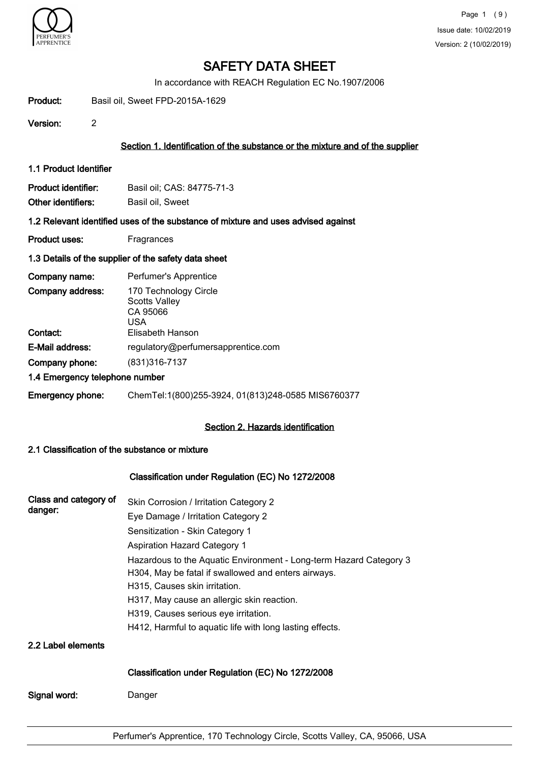# SAFETY DATA SHEET

In accordance with REACH Regulation EC No.1907/2006

**Product:** Basil oil, Sweet FPD-2015A-1629

**Version:** 2

## Section 1. Identification of the substance or the mixture and of the supplier

### 1.1 Product Identifier

**Product identifier:** Basil oil; CAS: 84775-71-3

**Other identifiers:** Basil oil, Sweet

### 1.2 Relevant identified uses of the substance of mixture and uses advised against

**Product uses:** Fragrances

### 1.3 Details of the supplier of the safety data sheet

**Company name:** Perfumer's Apprentice

**Company address:** 170 Technology Circle
Scotts Valley
CA 95066
USA

**Contact:** Elisabeth Hanson

**E-Mail address:** regulatory@perfumersapprentice.com

**Company phone:** (831)316-7137

### 1.4 Emergency telephone number

**Emergency phone:** ChemTel:1(800)255-3924, 01(813)248-0585 MIS6760377

## Section 2. Hazards identification

### 2.1 Classification of the substance or mixture

**Classification under Regulation (EC) No 1272/2008**

**Class and category of danger:**

Skin Corrosion / Irritation Category 2

Eye Damage / Irritation Category 2

Sensitization - Skin Category 1

Aspiration Hazard Category 1

Hazardous to the Aquatic Environment - Long-term Hazard Category 3

H304, May be fatal if swallowed and enters airways.

H315, Causes skin irritation.

H317, May cause an allergic skin reaction.

H319, Causes serious eye irritation.

H412, Harmful to aquatic life with long lasting effects.

### 2.2 Label elements

**Classification under Regulation (EC) No 1272/2008**

**Signal word:** Danger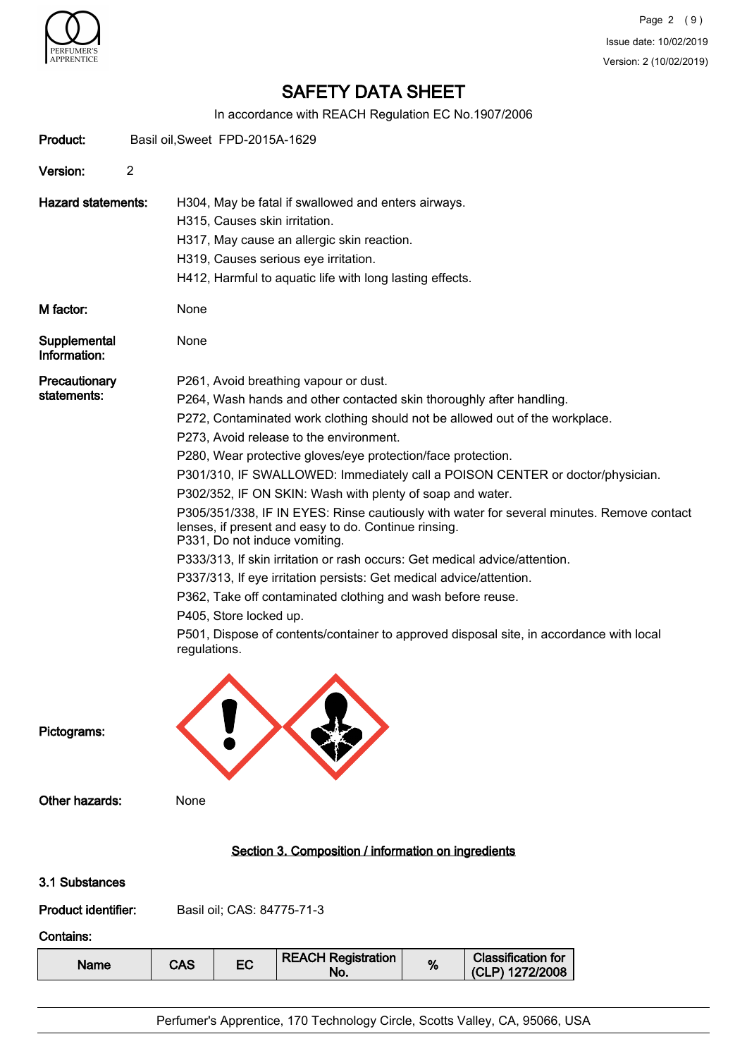# SAFETY DATA SHEET

In accordance with REACH Regulation EC No.1907/2006

**Product:** Basil oil,Sweet FPD-2015A-1629

**Version:** 2

**Hazard statements:**
H304, May be fatal if swallowed and enters airways.
H315, Causes skin irritation.
H317, May cause an allergic skin reaction.
H319, Causes serious eye irritation.
H412, Harmful to aquatic life with long lasting effects.

**M factor:** None

**Supplemental Information:** None

**Precautionary statements:**
P261, Avoid breathing vapour or dust.
P264, Wash hands and other contacted skin thoroughly after handling.
P272, Contaminated work clothing should not be allowed out of the workplace.
P273, Avoid release to the environment.
P280, Wear protective gloves/eye protection/face protection.
P301/310, IF SWALLOWED: Immediately call a POISON CENTER or doctor/physician.
P302/352, IF ON SKIN: Wash with plenty of soap and water.
P305/351/338, IF IN EYES: Rinse cautiously with water for several minutes. Remove contact lenses, if present and easy to do. Continue rinsing.
P331, Do not induce vomiting.
P333/313, If skin irritation or rash occurs: Get medical advice/attention.
P337/313, If eye irritation persists: Get medical advice/attention.
P362, Take off contaminated clothing and wash before reuse.
P405, Store locked up.
P501, Dispose of contents/container to approved disposal site, in accordance with local regulations.

**Pictograms:**

**Other hazards:** None

## Section 3. Composition / information on ingredients

**3.1 Substances**

**Product identifier:** Basil oil; CAS: 84775-71-3

**Contains:**

| Name | CAS | EC | REACH Registration No. | % | Classification for (CLP) 1272/2008 |
|---|---|---|---|---|---|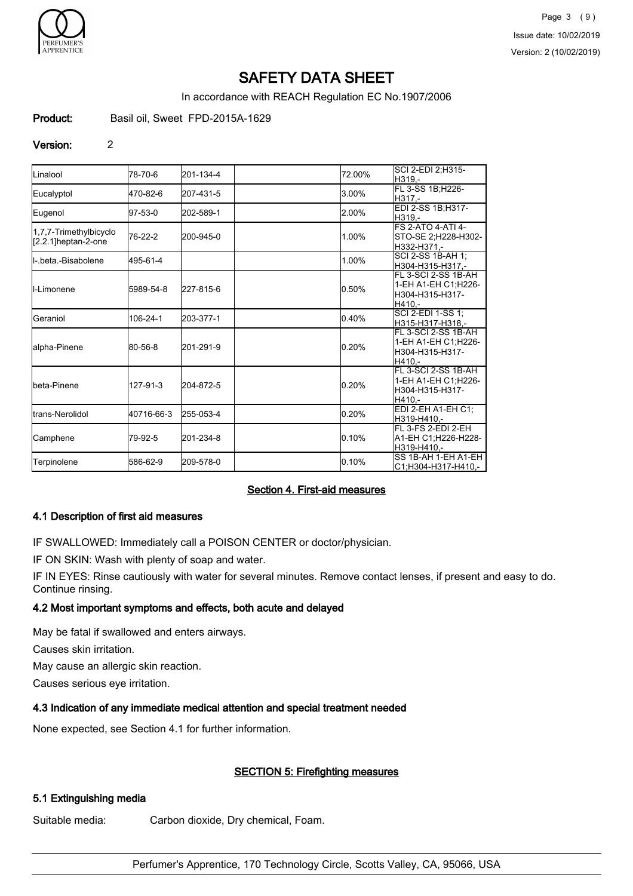# SAFETY DATA SHEET

In accordance with REACH Regulation EC No.1907/2006

**Product:** Basil oil, Sweet FPD-2015A-1629

**Version:** 2

| | | | | | |
|---|---|---|---|---|---|
| Linalool | 78-70-6 | 201-134-4 | | 72.00% | SCI 2-EDI 2;H315-H319,- |
| Eucalyptol | 470-82-6 | 207-431-5 | | 3.00% | FL 3-SS 1B;H226-H317,- |
| Eugenol | 97-53-0 | 202-589-1 | | 2.00% | EDI 2-SS 1B;H317-H319,- |
| 1,7,7-Trimethylbicyclo[2.2.1]heptan-2-one | 76-22-2 | 200-945-0 | | 1.00% | FS 2-ATO 4-ATI 4-STO-SE 2;H228-H302-H332-H371,- |
| l-.beta.-Bisabolene | 495-61-4 | | | 1.00% | SCI 2-SS 1B-AH 1;H304-H315-H317,- |
| l-Limonene | 5989-54-8 | 227-815-6 | | 0.50% | FL 3-SCI 2-SS 1B-AH 1-EH A1-EH C1;H226-H304-H315-H317-H410,- |
| Geraniol | 106-24-1 | 203-377-1 | | 0.40% | SCI 2-EDI 1-SS 1;H315-H317-H318,- |
| alpha-Pinene | 80-56-8 | 201-291-9 | | 0.20% | FL 3-SCI 2-SS 1B-AH 1-EH A1-EH C1;H226-H304-H315-H317-H410,- |
| beta-Pinene | 127-91-3 | 204-872-5 | | 0.20% | FL 3-SCI 2-SS 1B-AH 1-EH A1-EH C1;H226-H304-H315-H317-H410,- |
| trans-Nerolidol | 40716-66-3 | 255-053-4 | | 0.20% | EDI 2-EH A1-EH C1;H319-H410,- |
| Camphene | 79-92-5 | 201-234-8 | | 0.10% | FL 3-FS 2-EDI 2-EH A1-EH C1;H226-H228-H319-H410,- |
| Terpinolene | 586-62-9 | 209-578-0 | | 0.10% | SS 1B-AH 1-EH A1-EH C1;H304-H317-H410,- |

## Section 4. First-aid measures

### 4.1 Description of first aid measures

IF SWALLOWED: Immediately call a POISON CENTER or doctor/physician.

IF ON SKIN: Wash with plenty of soap and water.

IF IN EYES: Rinse cautiously with water for several minutes. Remove contact lenses, if present and easy to do. Continue rinsing.

### 4.2 Most important symptoms and effects, both acute and delayed

May be fatal if swallowed and enters airways.

Causes skin irritation.

May cause an allergic skin reaction.

Causes serious eye irritation.

### 4.3 Indication of any immediate medical attention and special treatment needed

None expected, see Section 4.1 for further information.

## SECTION 5: Firefighting measures

### 5.1 Extinguishing media

Suitable media: Carbon dioxide, Dry chemical, Foam.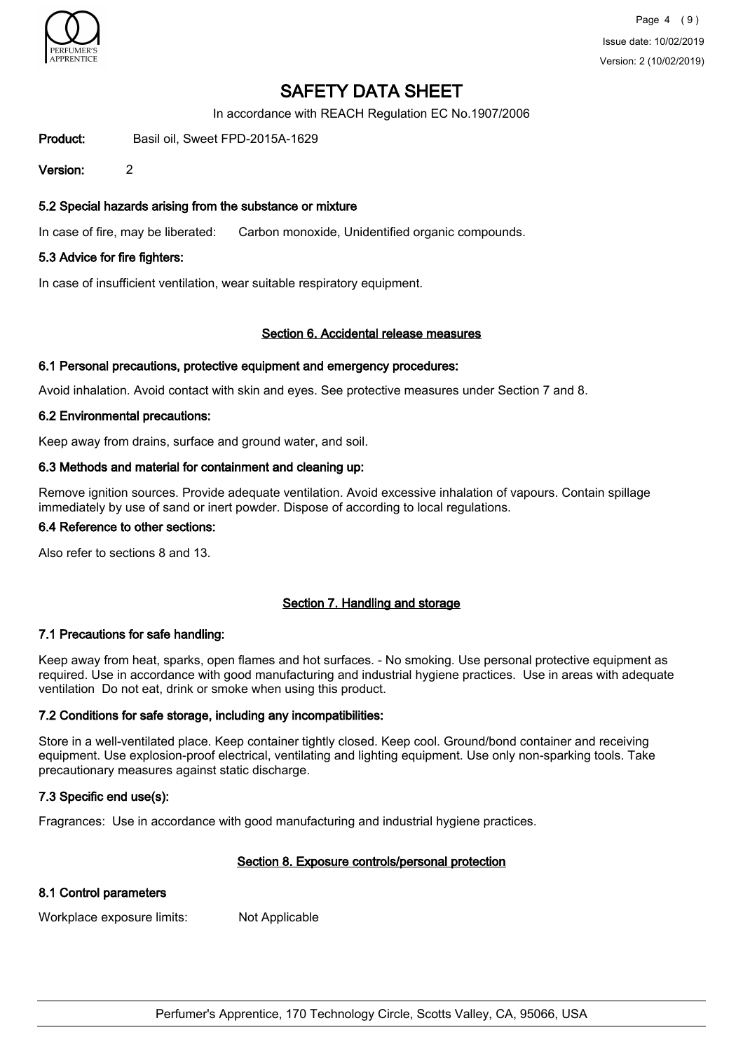### 5.2 Special hazards arising from the substance or mixture

In case of fire, may be liberated: Carbon monoxide, Unidentified organic compounds.

### 5.3 Advice for fire fighters:

In case of insufficient ventilation, wear suitable respiratory equipment.

## Section 6. Accidental release measures

### 6.1 Personal precautions, protective equipment and emergency procedures:

Avoid inhalation. Avoid contact with skin and eyes. See protective measures under Section 7 and 8.

### 6.2 Environmental precautions:

Keep away from drains, surface and ground water, and soil.

### 6.3 Methods and material for containment and cleaning up:

Remove ignition sources. Provide adequate ventilation. Avoid excessive inhalation of vapours. Contain spillage immediately by use of sand or inert powder. Dispose of according to local regulations.

### 6.4 Reference to other sections:

Also refer to sections 8 and 13.

## Section 7. Handling and storage

### 7.1 Precautions for safe handling:

Keep away from heat, sparks, open flames and hot surfaces. - No smoking. Use personal protective equipment as required. Use in accordance with good manufacturing and industrial hygiene practices. Use in areas with adequate ventilation Do not eat, drink or smoke when using this product.

### 7.2 Conditions for safe storage, including any incompatibilities:

Store in a well-ventilated place. Keep container tightly closed. Keep cool. Ground/bond container and receiving equipment. Use explosion-proof electrical, ventilating and lighting equipment. Use only non-sparking tools. Take precautionary measures against static discharge.

### 7.3 Specific end use(s):

Fragrances: Use in accordance with good manufacturing and industrial hygiene practices.

## Section 8. Exposure controls/personal protection

### 8.1 Control parameters

Workplace exposure limits: Not Applicable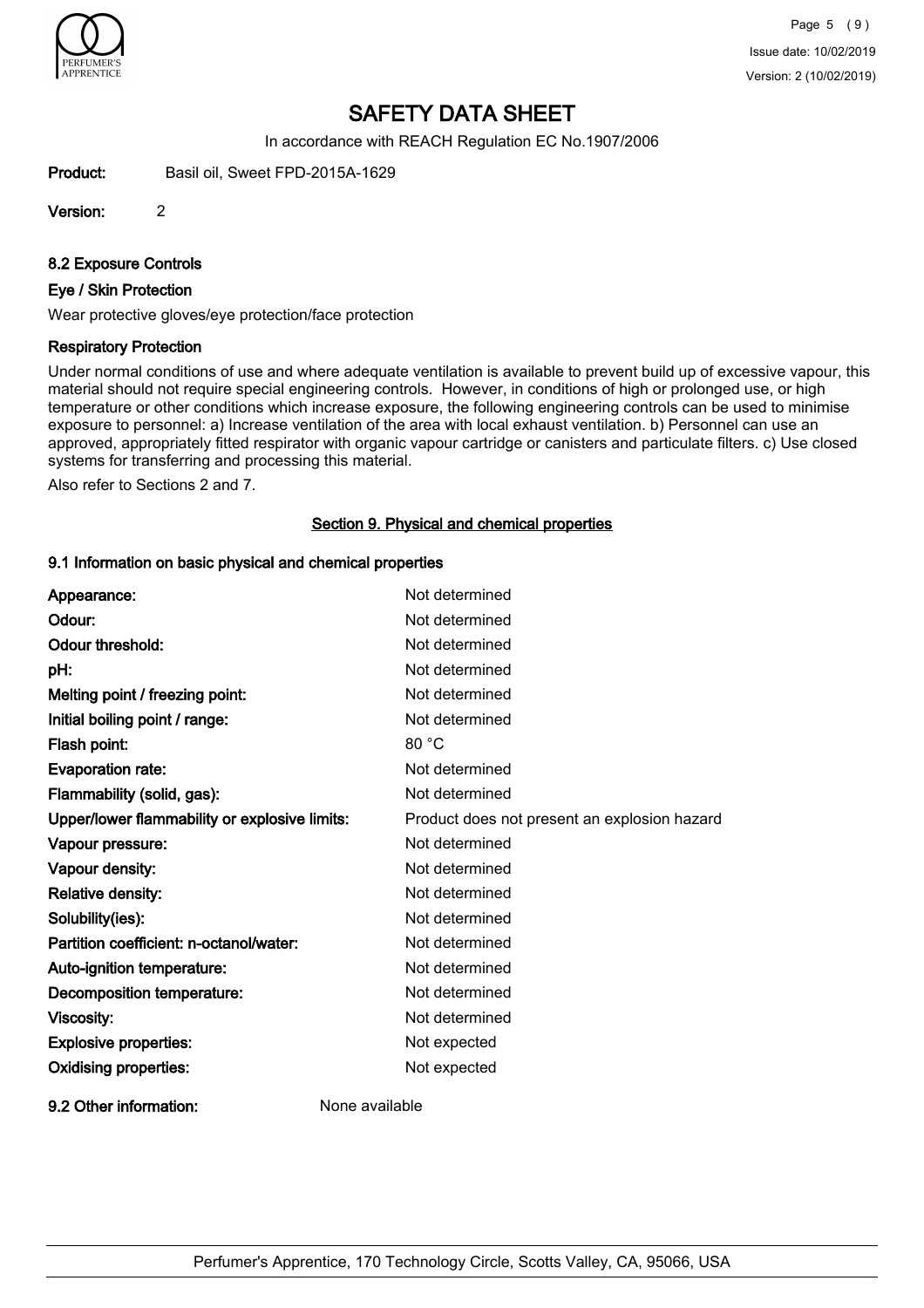# SAFETY DATA SHEET

In accordance with REACH Regulation EC No.1907/2006

**Product:** Basil oil, Sweet FPD-2015A-1629

**Version:** 2

### 8.2 Exposure Controls

#### Eye / Skin Protection

Wear protective gloves/eye protection/face protection

#### Respiratory Protection

Under normal conditions of use and where adequate ventilation is available to prevent build up of excessive vapour, this material should not require special engineering controls. However, in conditions of high or prolonged use, or high temperature or other conditions which increase exposure, the following engineering controls can be used to minimise exposure to personnel: a) Increase ventilation of the area with local exhaust ventilation. b) Personnel can use an approved, appropriately fitted respirator with organic vapour cartridge or canisters and particulate filters. c) Use closed systems for transferring and processing this material.

Also refer to Sections 2 and 7.

## Section 9. Physical and chemical properties

### 9.1 Information on basic physical and chemical properties

| Property | Value |
| --- | --- |
| **Appearance:** | Not determined |
| **Odour:** | Not determined |
| **Odour threshold:** | Not determined |
| **pH:** | Not determined |
| **Melting point / freezing point:** | Not determined |
| **Initial boiling point / range:** | Not determined |
| **Flash point:** | 80 °C |
| **Evaporation rate:** | Not determined |
| **Flammability (solid, gas):** | Not determined |
| **Upper/lower flammability or explosive limits:** | Product does not present an explosion hazard |
| **Vapour pressure:** | Not determined |
| **Vapour density:** | Not determined |
| **Relative density:** | Not determined |
| **Solubility(ies):** | Not determined |
| **Partition coefficient: n-octanol/water:** | Not determined |
| **Auto-ignition temperature:** | Not determined |
| **Decomposition temperature:** | Not determined |
| **Viscosity:** | Not determined |
| **Explosive properties:** | Not expected |
| **Oxidising properties:** | Not expected |

**9.2 Other information:** None available

Perfumer's Apprentice, 170 Technology Circle, Scotts Valley, CA, 95066, USA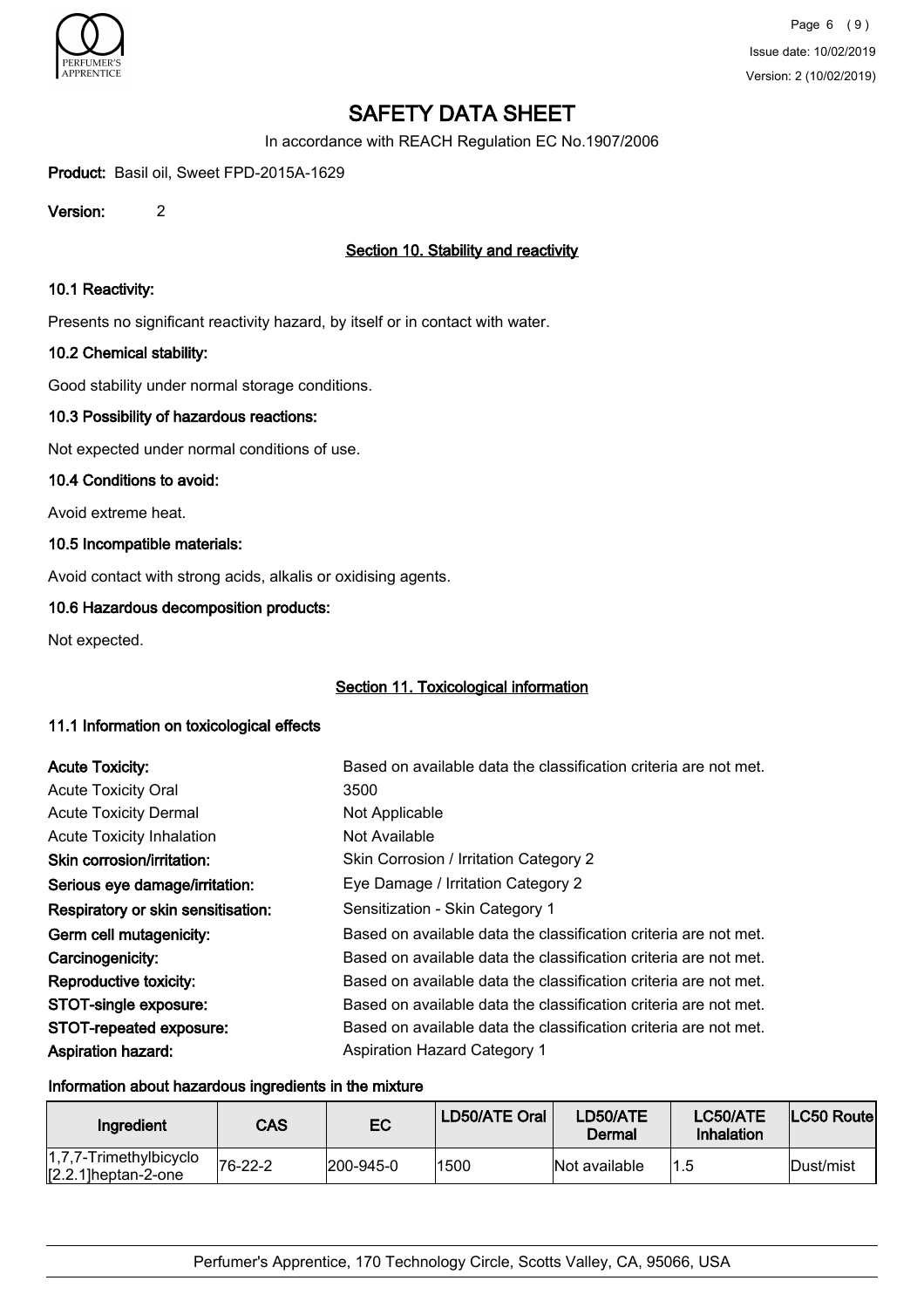# SAFETY DATA SHEET

In accordance with REACH Regulation EC No.1907/2006

**Product:** Basil oil, Sweet FPD-2015A-1629

**Version:** 2

## Section 10. Stability and reactivity

### 10.1 Reactivity:

Presents no significant reactivity hazard, by itself or in contact with water.

### 10.2 Chemical stability:

Good stability under normal storage conditions.

### 10.3 Possibility of hazardous reactions:

Not expected under normal conditions of use.

### 10.4 Conditions to avoid:

Avoid extreme heat.

### 10.5 Incompatible materials:

Avoid contact with strong acids, alkalis or oxidising agents.

### 10.6 Hazardous decomposition products:

Not expected.

## Section 11. Toxicological information

### 11.1 Information on toxicological effects

| | |
|---|---|
| **Acute Toxicity:** | Based on available data the classification criteria are not met. |
| Acute Toxicity Oral | 3500 |
| Acute Toxicity Dermal | Not Applicable |
| Acute Toxicity Inhalation | Not Available |
| **Skin corrosion/irritation:** | Skin Corrosion / Irritation Category 2 |
| **Serious eye damage/irritation:** | Eye Damage / Irritation Category 2 |
| **Respiratory or skin sensitisation:** | Sensitization - Skin Category 1 |
| **Germ cell mutagenicity:** | Based on available data the classification criteria are not met. |
| **Carcinogenicity:** | Based on available data the classification criteria are not met. |
| **Reproductive toxicity:** | Based on available data the classification criteria are not met. |
| **STOT-single exposure:** | Based on available data the classification criteria are not met. |
| **STOT-repeated exposure:** | Based on available data the classification criteria are not met. |
| **Aspiration hazard:** | Aspiration Hazard Category 1 |

### Information about hazardous ingredients in the mixture

| Ingredient | CAS | EC | LD50/ATE Oral | LD50/ATE Dermal | LC50/ATE Inhalation | LC50 Route |
|---|---|---|---|---|---|---|
| 1,7,7-Trimethylbicyclo [2.2.1]heptan-2-one | 76-22-2 | 200-945-0 | 1500 | Not available | 1.5 | Dust/mist |

Perfumer's Apprentice, 170 Technology Circle, Scotts Valley, CA, 95066, USA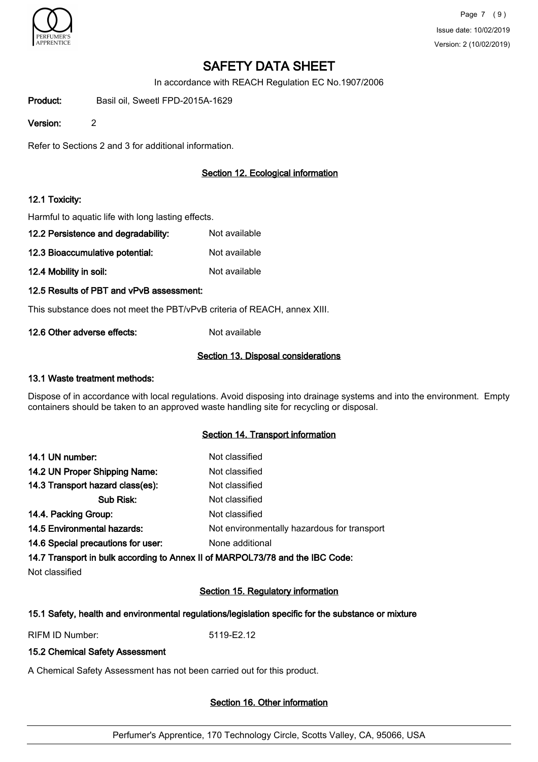# SAFETY DATA SHEET

In accordance with REACH Regulation EC No.1907/2006

**Product:** Basil oil, Sweetl FPD-2015A-1629

**Version:** 2

Refer to Sections 2 and 3 for additional information.

## Section 12. Ecological information

### 12.1 Toxicity:

Harmful to aquatic life with long lasting effects.

**12.2 Persistence and degradability:** Not available

**12.3 Bioaccumulative potential:** Not available

**12.4 Mobility in soil:** Not available

### 12.5 Results of PBT and vPvB assessment:

This substance does not meet the PBT/vPvB criteria of REACH, annex XIII.

**12.6 Other adverse effects:** Not available

## Section 13. Disposal considerations

### 13.1 Waste treatment methods:

Dispose of in accordance with local regulations. Avoid disposing into drainage systems and into the environment. Empty containers should be taken to an approved waste handling site for recycling or disposal.

## Section 14. Transport information

**14.1 UN number:** Not classified

**14.2 UN Proper Shipping Name:** Not classified

**14.3 Transport hazard class(es):** Not classified

**Sub Risk:** Not classified

**14.4. Packing Group:** Not classified

**14.5 Environmental hazards:** Not environmentally hazardous for transport

**14.6 Special precautions for user:** None additional

### 14.7 Transport in bulk according to Annex II of MARPOL73/78 and the IBC Code:

Not classified

## Section 15. Regulatory information

### 15.1 Safety, health and environmental regulations/legislation specific for the substance or mixture

RIFM ID Number: 5119-E2.12

### 15.2 Chemical Safety Assessment

A Chemical Safety Assessment has not been carried out for this product.

## Section 16. Other information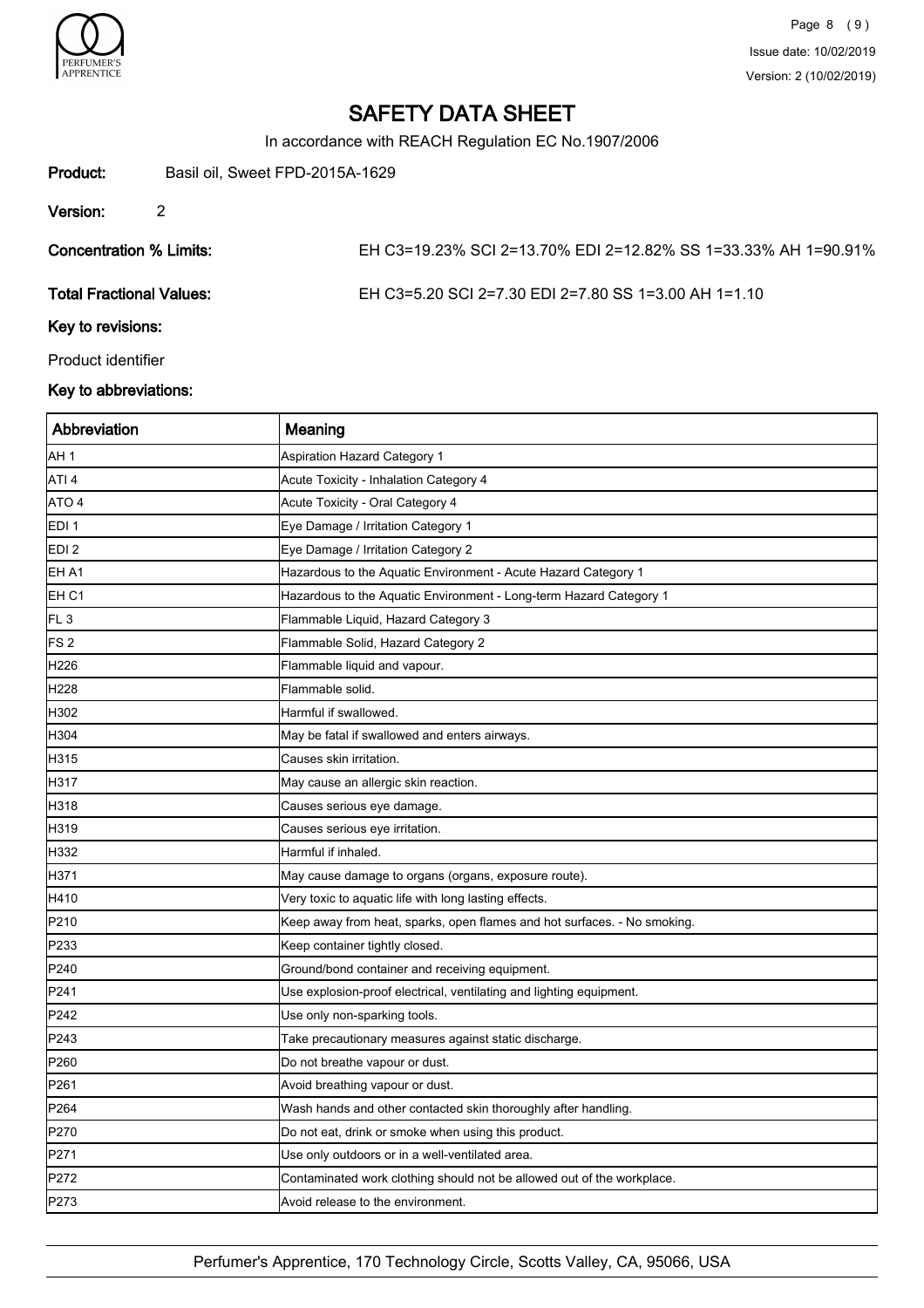# SAFETY DATA SHEET

In accordance with REACH Regulation EC No.1907/2006

**Product:** Basil oil, Sweet FPD-2015A-1629

**Version:** 2

**Concentration % Limits:** EH C3=19.23% SCI 2=13.70% EDI 2=12.82% SS 1=33.33% AH 1=90.91%

**Total Fractional Values:** EH C3=5.20 SCI 2=7.30 EDI 2=7.80 SS 1=3.00 AH 1=1.10

**Key to revisions:**

Product identifier

**Key to abbreviations:**

| Abbreviation | Meaning |
|---|---|
| AH 1 | Aspiration Hazard Category 1 |
| ATI 4 | Acute Toxicity - Inhalation Category 4 |
| ATO 4 | Acute Toxicity - Oral Category 4 |
| EDI 1 | Eye Damage / Irritation Category 1 |
| EDI 2 | Eye Damage / Irritation Category 2 |
| EH A1 | Hazardous to the Aquatic Environment - Acute Hazard Category 1 |
| EH C1 | Hazardous to the Aquatic Environment - Long-term Hazard Category 1 |
| FL 3 | Flammable Liquid, Hazard Category 3 |
| FS 2 | Flammable Solid, Hazard Category 2 |
| H226 | Flammable liquid and vapour. |
| H228 | Flammable solid. |
| H302 | Harmful if swallowed. |
| H304 | May be fatal if swallowed and enters airways. |
| H315 | Causes skin irritation. |
| H317 | May cause an allergic skin reaction. |
| H318 | Causes serious eye damage. |
| H319 | Causes serious eye irritation. |
| H332 | Harmful if inhaled. |
| H371 | May cause damage to organs (organs, exposure route). |
| H410 | Very toxic to aquatic life with long lasting effects. |
| P210 | Keep away from heat, sparks, open flames and hot surfaces. - No smoking. |
| P233 | Keep container tightly closed. |
| P240 | Ground/bond container and receiving equipment. |
| P241 | Use explosion-proof electrical, ventilating and lighting equipment. |
| P242 | Use only non-sparking tools. |
| P243 | Take precautionary measures against static discharge. |
| P260 | Do not breathe vapour or dust. |
| P261 | Avoid breathing vapour or dust. |
| P264 | Wash hands and other contacted skin thoroughly after handling. |
| P270 | Do not eat, drink or smoke when using this product. |
| P271 | Use only outdoors or in a well-ventilated area. |
| P272 | Contaminated work clothing should not be allowed out of the workplace. |
| P273 | Avoid release to the environment. |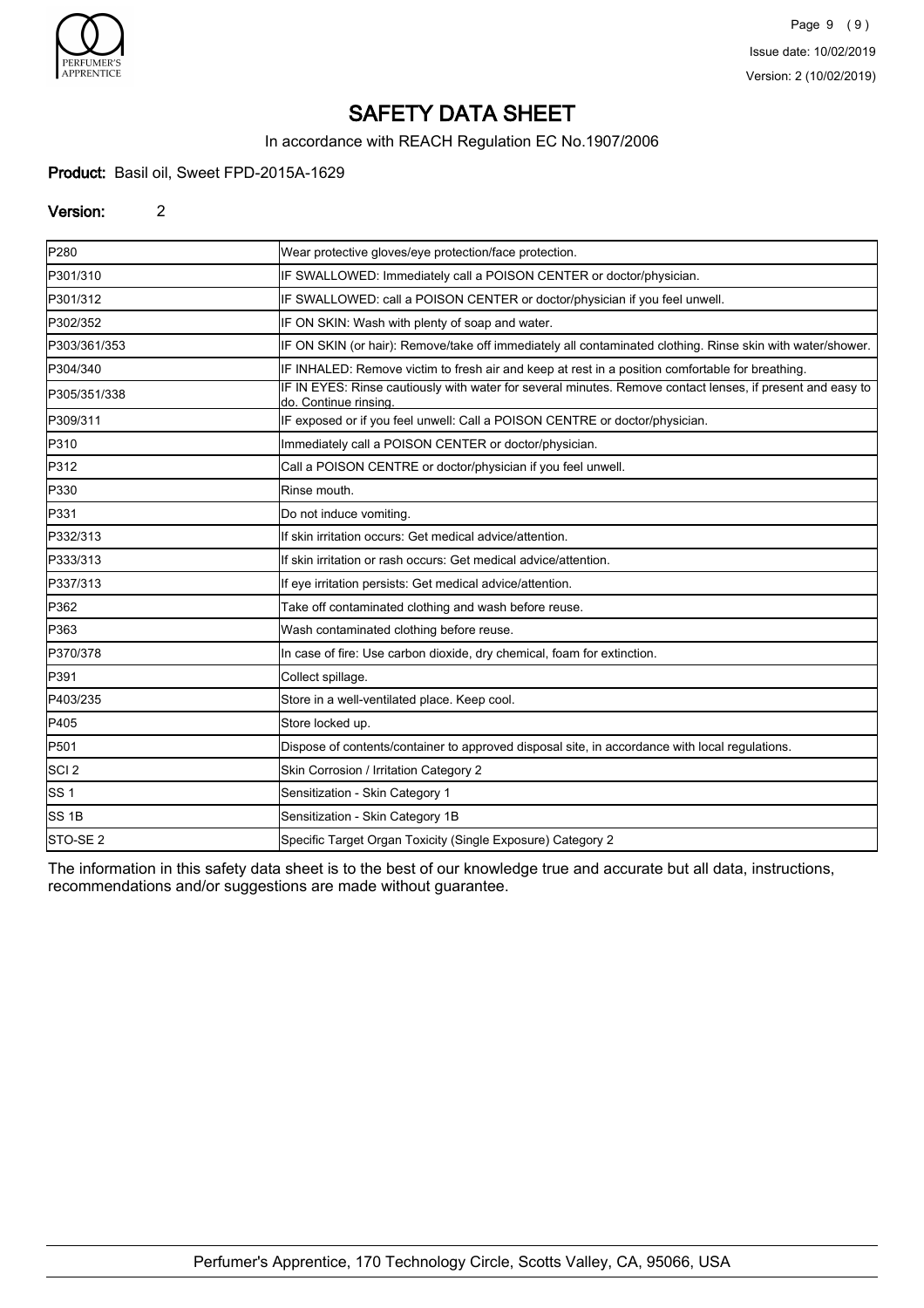# SAFETY DATA SHEET

In accordance with REACH Regulation EC No.1907/2006

**Product:** Basil oil, Sweet FPD-2015A-1629

**Version:** 2

| | |
|---|---|
| P280 | Wear protective gloves/eye protection/face protection. |
| P301/310 | IF SWALLOWED: Immediately call a POISON CENTER or doctor/physician. |
| P301/312 | IF SWALLOWED: call a POISON CENTER or doctor/physician if you feel unwell. |
| P302/352 | IF ON SKIN: Wash with plenty of soap and water. |
| P303/361/353 | IF ON SKIN (or hair): Remove/take off immediately all contaminated clothing. Rinse skin with water/shower. |
| P304/340 | IF INHALED: Remove victim to fresh air and keep at rest in a position comfortable for breathing. |
| P305/351/338 | IF IN EYES: Rinse cautiously with water for several minutes. Remove contact lenses, if present and easy to do. Continue rinsing. |
| P309/311 | IF exposed or if you feel unwell: Call a POISON CENTRE or doctor/physician. |
| P310 | Immediately call a POISON CENTER or doctor/physician. |
| P312 | Call a POISON CENTRE or doctor/physician if you feel unwell. |
| P330 | Rinse mouth. |
| P331 | Do not induce vomiting. |
| P332/313 | If skin irritation occurs: Get medical advice/attention. |
| P333/313 | If skin irritation or rash occurs: Get medical advice/attention. |
| P337/313 | If eye irritation persists: Get medical advice/attention. |
| P362 | Take off contaminated clothing and wash before reuse. |
| P363 | Wash contaminated clothing before reuse. |
| P370/378 | In case of fire: Use carbon dioxide, dry chemical, foam for extinction. |
| P391 | Collect spillage. |
| P403/235 | Store in a well-ventilated place. Keep cool. |
| P405 | Store locked up. |
| P501 | Dispose of contents/container to approved disposal site, in accordance with local regulations. |
| SCI 2 | Skin Corrosion / Irritation Category 2 |
| SS 1 | Sensitization - Skin Category 1 |
| SS 1B | Sensitization - Skin Category 1B |
| STO-SE 2 | Specific Target Organ Toxicity (Single Exposure) Category 2 |

The information in this safety data sheet is to the best of our knowledge true and accurate but all data, instructions, recommendations and/or suggestions are made without guarantee.